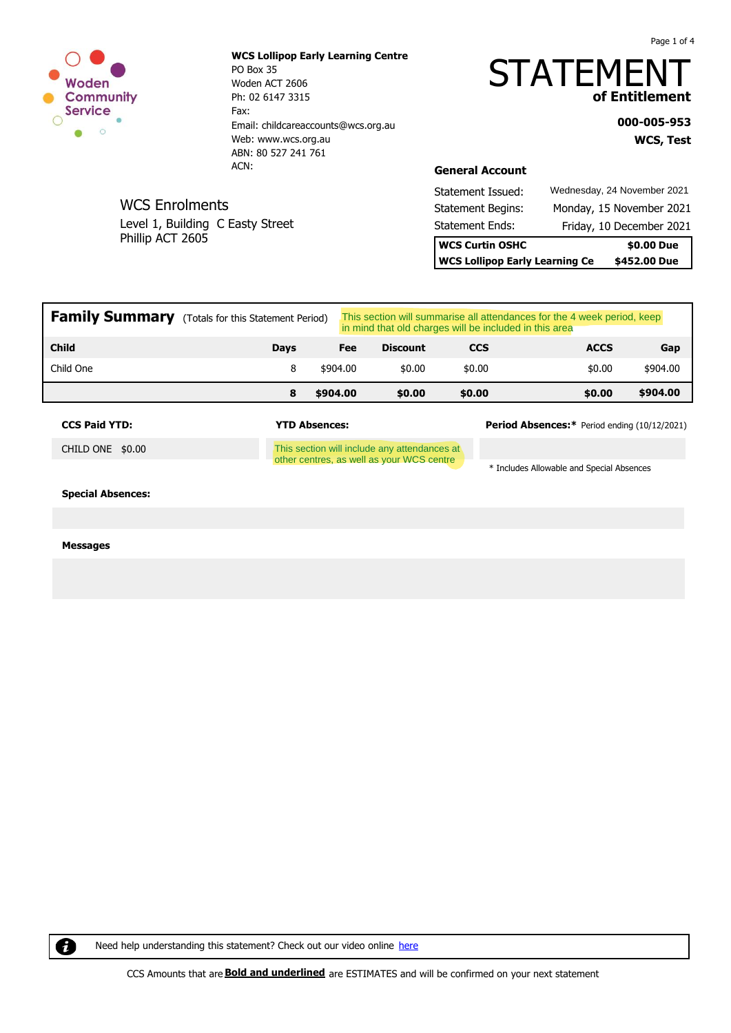Woden Community Service

**WCS Lollipop Early Learning Centre**
PO Box 35
Woden ACT 2606
Ph: 02 6147 3315
Fax:
Email: childcareaccounts@wcs.org.au
Web: www.wcs.org.au
ABN: 80 527 241 761
ACN:

# STATEMENT
## of Entitlement

**000-005-953**
**WCS, Test**

WCS Enrolments
Level 1, Building C Easty Street
Phillip ACT 2605

### General Account

| | |
|---|---|
| Statement Issued: | Wednesday, 24 November 2021 |
| Statement Begins: | Monday, 15 November 2021 |
| Statement Ends: | Friday, 10 December 2021 |

| | |
|---|---|
| **WCS Curtin OSHC** | **$0.00 Due** |
| **WCS Lollipop Early Learning Ce** | **$452.00 Due** |

## Family Summary (Totals for this Statement Period)

This section will summarise all attendances for the 4 week period, keep in mind that old charges will be included in this area

| Child | Days | Fee | Discount | CCS | ACCS | Gap |
|---|---|---|---|---|---|---|
| Child One | 8 | $904.00 | $0.00 | $0.00 | $0.00 | $904.00 |
| | **8** | **$904.00** | **$0.00** | **$0.00** | **$0.00** | **$904.00** |

**CCS Paid YTD:**

CHILD ONE $0.00

**YTD Absences:**

This section will include any attendances at other centres, as well as your WCS centre

**Period Absences:*** Period ending (10/12/2021)

\* Includes Allowable and Special Absences

**Special Absences:**

**Messages**

Need help understanding this statement? Check out our video online here

CCS Amounts that are **Bold and underlined** are ESTIMATES and will be confirmed on your next statement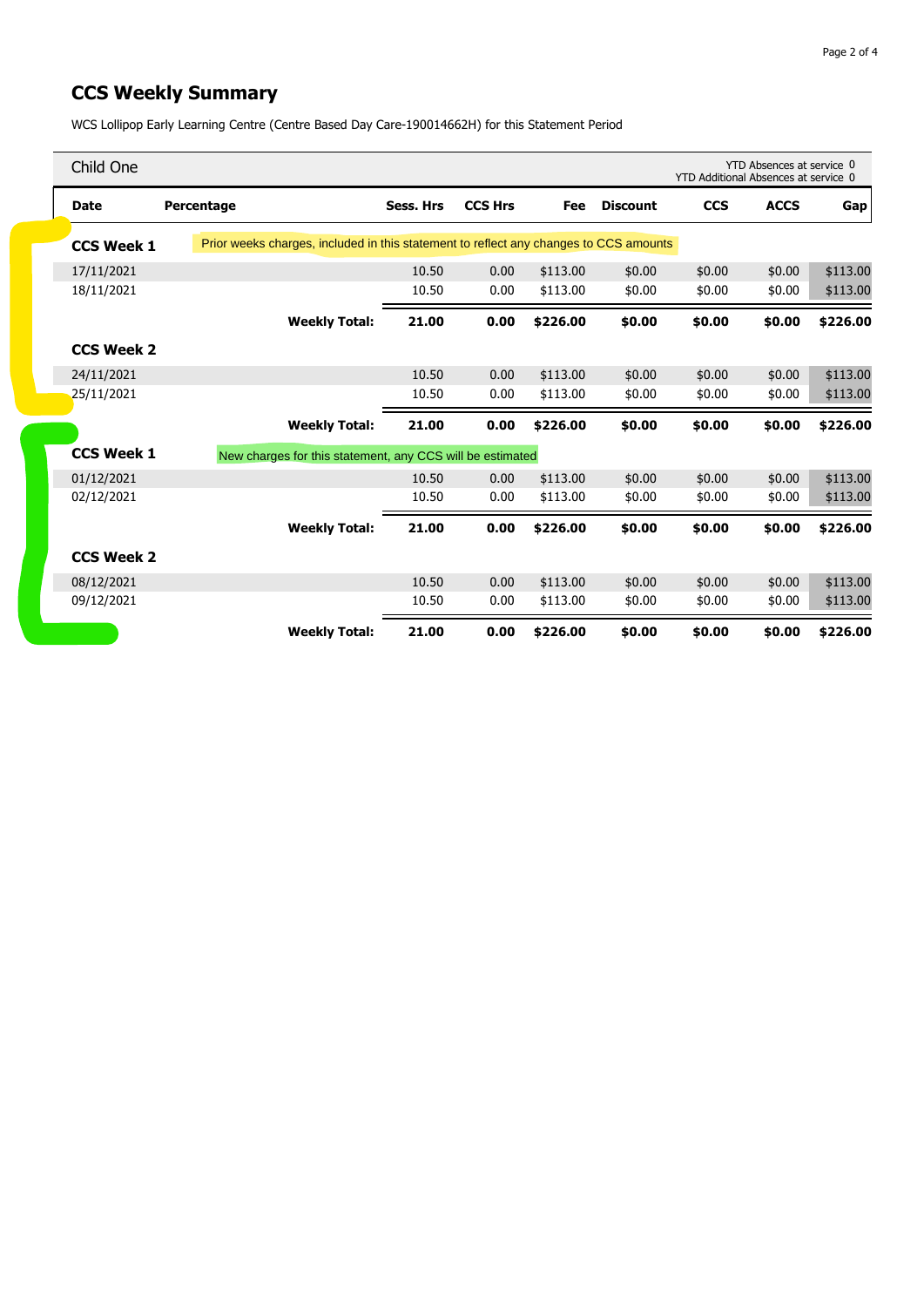# CCS Weekly Summary

WCS Lollipop Early Learning Centre (Centre Based Day Care-190014662H) for this Statement Period

**Child One**

YTD Absences at service 0
YTD Additional Absences at service 0

| Date | Percentage | Sess. Hrs | CCS Hrs | Fee | Discount | CCS | ACCS | Gap |
|---|---|---|---|---|---|---|---|---|
| **CCS Week 1** | Prior weeks charges, included in this statement to reflect any changes to CCS amounts | | | | | | | |
| 17/11/2021 | | 10.50 | 0.00 | $113.00 | $0.00 | $0.00 | $0.00 | $113.00 |
| 18/11/2021 | | 10.50 | 0.00 | $113.00 | $0.00 | $0.00 | $0.00 | $113.00 |
| | **Weekly Total:** | **21.00** | **0.00** | **$226.00** | **$0.00** | **$0.00** | **$0.00** | **$226.00** |
| **CCS Week 2** | | | | | | | | |
| 24/11/2021 | | 10.50 | 0.00 | $113.00 | $0.00 | $0.00 | $0.00 | $113.00 |
| 25/11/2021 | | 10.50 | 0.00 | $113.00 | $0.00 | $0.00 | $0.00 | $113.00 |
| | **Weekly Total:** | **21.00** | **0.00** | **$226.00** | **$0.00** | **$0.00** | **$0.00** | **$226.00** |
| **CCS Week 1** | New charges for this statement, any CCS will be estimated | | | | | | | |
| 01/12/2021 | | 10.50 | 0.00 | $113.00 | $0.00 | $0.00 | $0.00 | $113.00 |
| 02/12/2021 | | 10.50 | 0.00 | $113.00 | $0.00 | $0.00 | $0.00 | $113.00 |
| | **Weekly Total:** | **21.00** | **0.00** | **$226.00** | **$0.00** | **$0.00** | **$0.00** | **$226.00** |
| **CCS Week 2** | | | | | | | | |
| 08/12/2021 | | 10.50 | 0.00 | $113.00 | $0.00 | $0.00 | $0.00 | $113.00 |
| 09/12/2021 | | 10.50 | 0.00 | $113.00 | $0.00 | $0.00 | $0.00 | $113.00 |
| | **Weekly Total:** | **21.00** | **0.00** | **$226.00** | **$0.00** | **$0.00** | **$0.00** | **$226.00** |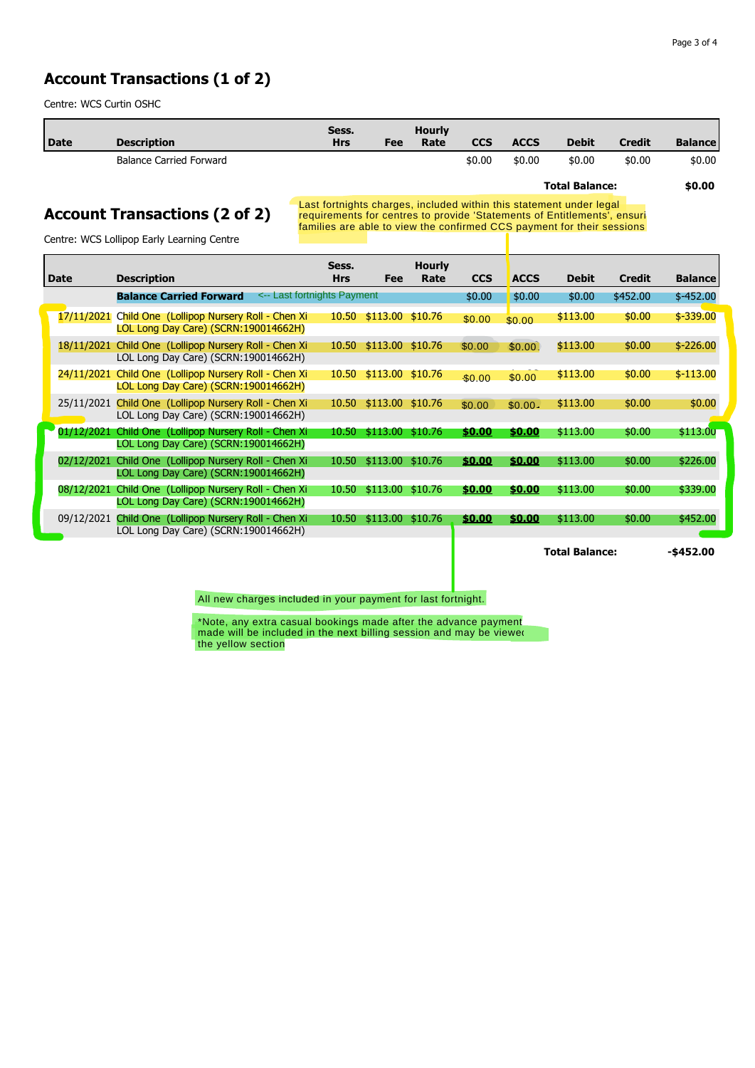## Account Transactions (1 of 2)

Centre: WCS Curtin OSHC

| Date | Description | Sess. Hrs | Fee | Hourly Rate | CCS | ACCS | Debit | Credit | Balance |
|---|---|---|---|---|---|---|---|---|---|
| | Balance Carried Forward | | | | $0.00 | $0.00 | $0.00 | $0.00 | $0.00 |
| | | | | | | | **Total Balance:** | | **$0.00** |

## Account Transactions (2 of 2)

Last fortnights charges, included within this statement under legal requirements for centres to provide 'Statements of Entitlements', ensuri families are able to view the confirmed CCS payment for their sessions

Centre: WCS Lollipop Early Learning Centre

| Date | Description | Sess. Hrs | Fee | Hourly Rate | CCS | ACCS | Debit | Credit | Balance |
|---|---|---|---|---|---|---|---|---|---|
| | **Balance Carried Forward** <-- Last fortnights Payment | | | | $0.00 | $0.00 | $0.00 | $452.00 | $-452.00 |
| 17/11/2021 | Child One (Lollipop Nursery Roll - Chen Xi LOL Long Day Care) (SCRN:190014662H) | 10.50 | $113.00 | $10.76 | $0.00 | $0.00 | $113.00 | $0.00 | $-339.00 |
| 18/11/2021 | Child One (Lollipop Nursery Roll - Chen Xi LOL Long Day Care) (SCRN:190014662H) | 10.50 | $113.00 | $10.76 | $0.00 | $0.00 | $113.00 | $0.00 | $-226.00 |
| 24/11/2021 | Child One (Lollipop Nursery Roll - Chen Xi LOL Long Day Care) (SCRN:190014662H) | 10.50 | $113.00 | $10.76 | $0.00 | $0.00 | $113.00 | $0.00 | $-113.00 |
| 25/11/2021 | Child One (Lollipop Nursery Roll - Chen Xi LOL Long Day Care) (SCRN:190014662H) | 10.50 | $113.00 | $10.76 | $0.00 | $0.00 | $113.00 | $0.00 | $0.00 |
| 01/12/2021 | Child One (Lollipop Nursery Roll - Chen Xi LOL Long Day Care) (SCRN:190014662H) | 10.50 | $113.00 | $10.76 | **$0.00** | **$0.00** | $113.00 | $0.00 | $113.00 |
| 02/12/2021 | Child One (Lollipop Nursery Roll - Chen Xi LOL Long Day Care) (SCRN:190014662H) | 10.50 | $113.00 | $10.76 | **$0.00** | **$0.00** | $113.00 | $0.00 | $226.00 |
| 08/12/2021 | Child One (Lollipop Nursery Roll - Chen Xi LOL Long Day Care) (SCRN:190014662H) | 10.50 | $113.00 | $10.76 | **$0.00** | **$0.00** | $113.00 | $0.00 | $339.00 |
| 09/12/2021 | Child One (Lollipop Nursery Roll - Chen Xi LOL Long Day Care) (SCRN:190014662H) | 10.50 | $113.00 | $10.76 | **$0.00** | **$0.00** | $113.00 | $0.00 | $452.00 |
| | | | | | | | **Total Balance:** | | **-$452.00** |

All new charges included in your payment for last fortnight.

*Note, any extra casual bookings made after the advance payment made will be included in the next billing session and may be viewed the yellow section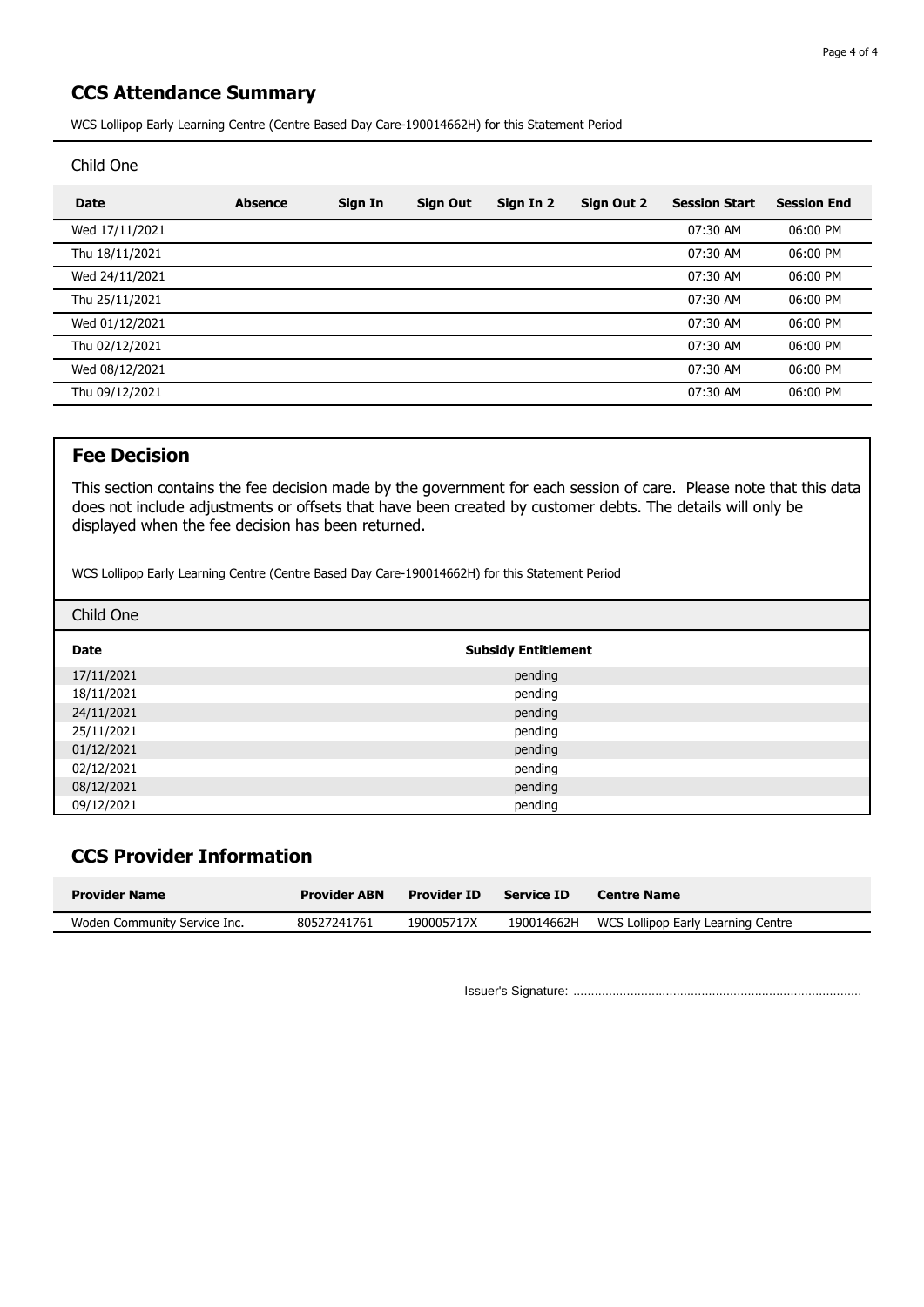## CCS Attendance Summary

WCS Lollipop Early Learning Centre (Centre Based Day Care-190014662H) for this Statement Period

Child One

| Date | Absence | Sign In | Sign Out | Sign In 2 | Sign Out 2 | Session Start | Session End |
|---|---|---|---|---|---|---|---|
| Wed 17/11/2021 | | | | | | 07:30 AM | 06:00 PM |
| Thu 18/11/2021 | | | | | | 07:30 AM | 06:00 PM |
| Wed 24/11/2021 | | | | | | 07:30 AM | 06:00 PM |
| Thu 25/11/2021 | | | | | | 07:30 AM | 06:00 PM |
| Wed 01/12/2021 | | | | | | 07:30 AM | 06:00 PM |
| Thu 02/12/2021 | | | | | | 07:30 AM | 06:00 PM |
| Wed 08/12/2021 | | | | | | 07:30 AM | 06:00 PM |
| Thu 09/12/2021 | | | | | | 07:30 AM | 06:00 PM |

## Fee Decision

This section contains the fee decision made by the government for each session of care. Please note that this data does not include adjustments or offsets that have been created by customer debts. The details will only be displayed when the fee decision has been returned.

WCS Lollipop Early Learning Centre (Centre Based Day Care-190014662H) for this Statement Period

Child One

| Date | Subsidy Entitlement |
|---|---|
| 17/11/2021 | pending |
| 18/11/2021 | pending |
| 24/11/2021 | pending |
| 25/11/2021 | pending |
| 01/12/2021 | pending |
| 02/12/2021 | pending |
| 08/12/2021 | pending |
| 09/12/2021 | pending |

## CCS Provider Information

| Provider Name | Provider ABN | Provider ID | Service ID | Centre Name |
|---|---|---|---|---|
| Woden Community Service Inc. | 80527241761 | 190005717X | 190014662H | WCS Lollipop Early Learning Centre |

Issuer's Signature: ..................................................................................